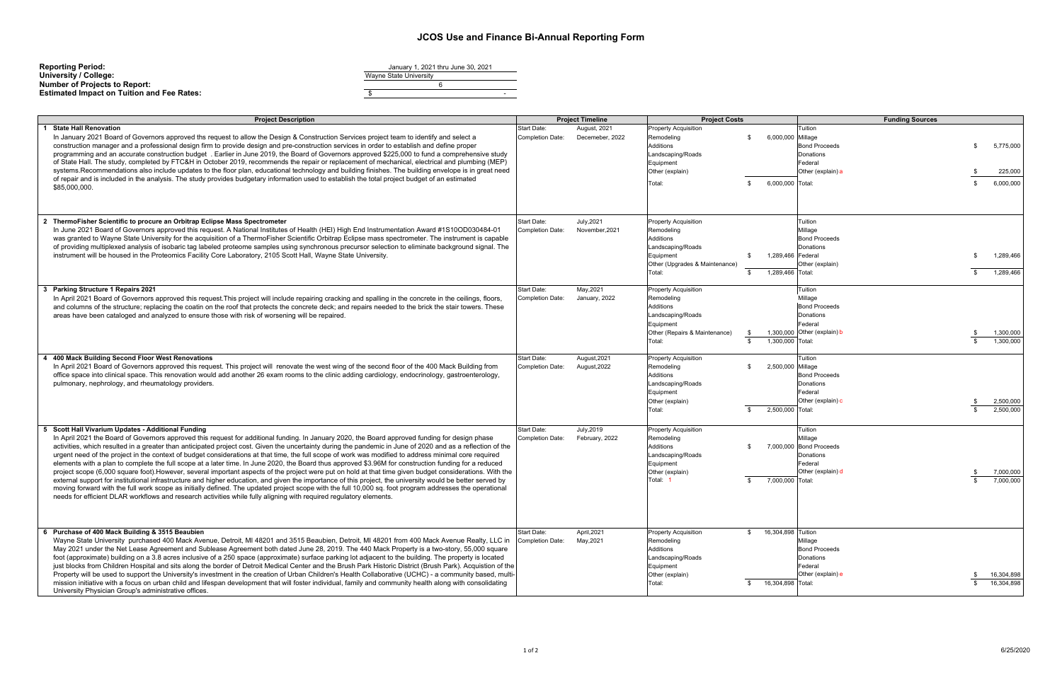# JCOS Use and Finance Bi-Annual Reporting Form

**Reporting Period:** January 1, 2021 thru June 30, 2021
**University / College:** Wayne State University
**Number of Projects to Report:** 6
**Estimated Impact on Tuition and Fee Rates:** $ -

| Project Description | Project Timeline | | Project Costs | | Funding Sources | |
|---|---|---|---|---|---|---|
| **1 State Hall Renovation**<br>In January 2021 Board of Governors approved ths request to allow the Design & Construction Services project team to identify and select a construction manager and a professional design firm to provide design and pre-construction services in order to establish and define proper programming and an accurate construction budget . Earlier in June 2019, the Board of Governors approved $225,000 to fund a comprehensive study of State Hall. The study, completed by FTC&H in October 2019, recommends the repair or replacement of mechanical, electrical and plumbing (MEP) systems.Recommendations also include updates to the floor plan, educational technology and building finishes. The building envelope is in great need of repair and is included in the analysis. The study provides budgetary information used to establish the total project budget of an estimated $85,000,000. | Start Date:<br>Completion Date: | August, 2021<br>Decemeber, 2022 | Property Acquisition<br>Remodeling<br>Additions<br>Landscaping/Roads<br>Equipment<br>Other (explain)<br>Total: | <br>$ 6,000,000<br><br><br><br><br>$ 6,000,000 | Tuition<br>Millage<br>Bond Proceeds<br>Donations<br>Federal<br>Other (explain) a<br>Total: | <br><br>$ 5,775,000<br><br><br>$ 225,000<br>$ 6,000,000 |
| **2 ThermoFisher Scientific to procure an Orbitrap Eclipse Mass Spectrometer**<br>In June 2021 Board of Governors approved this request. A National Institutes of Health (HEI) High End Instrumentation Award #1S10OD030484-01 was granted to Wayne State University for the acquisition of a ThermoFisher Scientific Orbitrap Eclipse mass spectrometer. The instrument is capable of providing multiplexed analysis of isobaric tag labeled proteome samples using synchronous precursor selection to eliminate background signal. The instrument will be housed in the Proteomics Facility Core Laboratory, 2105 Scott Hall, Wayne State University. | Start Date:<br>Completion Date: | July,2021<br>November,2021 | Property Acquisition<br>Remodeling<br>Additions<br>Landscaping/Roads<br>Equipment<br>Other (Upgrades & Maintenance)<br>Total: | <br><br><br><br>$ 1,289,466<br><br>$ 1,289,466 | Tuition<br>Millage<br>Bond Proceeds<br>Donations<br>Federal<br>Other (explain)<br>Total: | <br><br><br><br>$ 1,289,466<br><br>$ 1,289,466 |
| **3 Parking Structure 1 Repairs 2021**<br>In April 2021 Board of Governors approved this request.This project will include repairing cracking and spalling in the concrete in the ceilings, floors, and columns of the structure; replacing the coatin on the roof that protects the concrete deck; and repairs needed to the brick the stair towers. These areas have been cataloged and analyzed to ensure those with risk of worsening will be repaired. | Start Date:<br>Completion Date: | May,2021<br>January, 2022 | Property Acquisition<br>Remodeling<br>Additions<br>Landscaping/Roads<br>Equipment<br>Other (Repairs & Maintenance)<br>Total: | <br><br><br><br><br>$ 1,300,000<br>$ 1,300,000 | Tuition<br>Millage<br>Bond Proceeds<br>Donations<br>Federal<br>Other (explain) b<br>Total: | <br><br><br><br><br>$ 1,300,000<br>$ 1,300,000 |
| **4 400 Mack Building Second Floor West Renovations**<br>In April 2021 Board of Governors approved this request. This project will renovate the west wing of the second floor of the 400 Mack Building from office space into clinical space. This renovation would add another 26 exam rooms to the clinic adding cardiology, endocrinology, gastroenterology, pulmonary, nephrology, and rheumatology providers. | Start Date:<br>Completion Date: | August,2021<br>August,2022 | Property Acquisition<br>Remodeling<br>Additions<br>Landscaping/Roads<br>Equipment<br>Other (explain)<br>Total: | <br>$ 2,500,000<br><br><br><br><br>$ 2,500,000 | Tuition<br>Millage<br>Bond Proceeds<br>Donations<br>Federal<br>Other (explain) c<br>Total: | <br><br><br><br><br>$ 2,500,000<br>$ 2,500,000 |
| **5 Scott Hall Vivarium Updates - Additional Funding**<br>In April 2021 Board of Governors approved this request for additional funding. In January 2020, the Board approved funding for design phase activities, which resulted in a greater than anticipated project cost. Given the uncertainty during the pandemic in June of 2020 and as a reflection of the urgent need of the project in the context of budget considerations at that time, the full scope of work was modified to address minimal core required elements with a plan to complete the full scope at a later time. In June 2020, the Board thus approved $3.96M for construction funding for a reduced project scope (6,000 square foot).However, several important aspects of the project were put on hold at that time given budget considerations. With the external support for institutional infrastructure and higher education, and given the importance of this project, the university would be better served by moving forward with the full work scope as initially defined. The updated project scope with the full 10,000 sq. foot program addresses the operational needs for efficient DLAR workflows and research activities while fully aligning with required regulatory elements. | Start Date:<br>Completion Date: | July,2019<br>February, 2022 | Property Acquisition<br>Remodeling<br>Additions<br>Landscaping/Roads<br>Equipment<br>Other (explain)<br>Total: 1 | <br><br>$ 7,000,000<br><br><br><br>$ 7,000,000 | Tuition<br>Millage<br>Bond Proceeds<br>Donations<br>Federal<br>Other (explain) d<br>Total: | <br><br><br><br><br>$ 7,000,000<br>$ 7,000,000 |
| **6 Purchase of 400 Mack Building & 3515 Beaubien**<br>Wayne State University purchased 400 Mack Avenue, Detroit, MI 48201 and 3515 Beaubien, Detroit, MI 48201 from 400 Mack Avenue Realty, LLC in May 2021 under the Net Lease Agreement and Sublease Agreement both dated June 28, 2019. The 440 Mack Property is a two-story, 55,000 square foot (approximate) building on a 3.8 acres inclusive of a 250 space (approximate) surface parking lot adjacent to the building. The property is located just blocks from Children Hospital and sits along the border of Detroit Medical Center and the Brush Park Historic District (Brush Park). Acquistion of the Property will be used to support the University's investment in the creation of Urban Children's Health Collaborative (UCHC) - a community based, multi-mission initiative with a focus on urban child and lifespan development that will foster individual, family and community health along with consolidating University Physician Group's administrative offices. | Start Date:<br>Completion Date: | April,2021<br>May,2021 | Property Acquisition<br>Remodeling<br>Additions<br>Landscaping/Roads<br>Equipment<br>Other (explain)<br>Total: | $ 16,304,898<br><br><br><br><br><br>$ 16,304,898 | Tuition<br>Millage<br>Bond Proceeds<br>Donations<br>Federal<br>Other (explain) e<br>Total: | <br><br><br><br><br>$ 16,304,898<br>$ 16,304,898 |

6/25/2020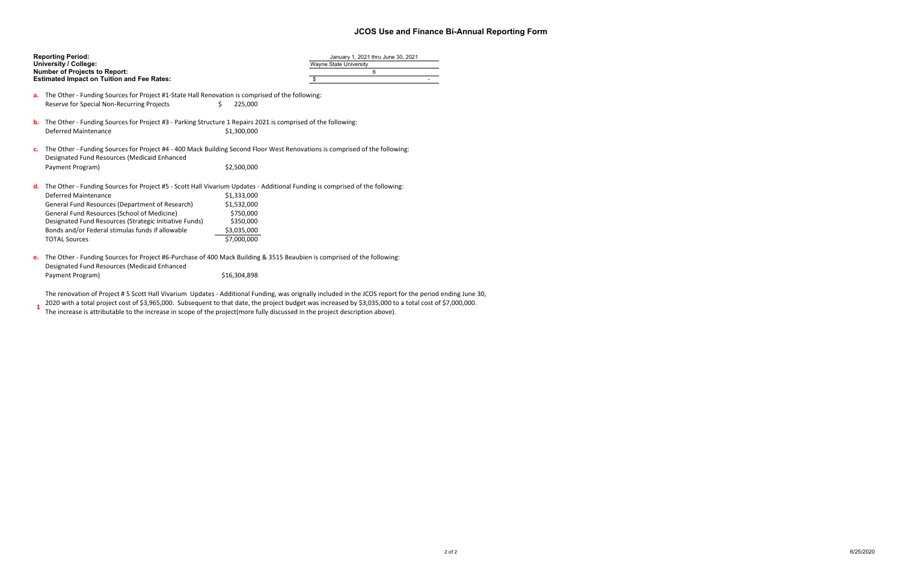# JCOS Use and Finance Bi-Annual Reporting Form

| | |
|---|---|
| **Reporting Period:** | January 1, 2021 thru June 30, 2021 |
| **University / College:** | Wayne State University |
| **Number of Projects to Report:** | 6 |
| **Estimated Impact on Tuition and Fee Rates:** | $ - |

**a.** The Other - Funding Sources for Project #1-State Hall Renovation is comprised of the following:

| | |
|---|---|
| Reserve for Special Non-Recurring Projects | $ 225,000 |

**b.** The Other - Funding Sources for Project #3 - Parking Structure 1 Repairs 2021 is comprised of the following:

| | |
|---|---|
| Deferred Maintenance | $1,300,000 |

**c.** The Other - Funding Sources for Project #4 - 400 Mack Building Second Floor West Renovations is comprised of the following:

| | |
|---|---|
| Designated Fund Resources (Medicaid Enhanced Payment Program) | $2,500,000 |

**d.** The Other - Funding Sources for Project #5 - Scott Hall Vivarium Updates - Additional Funding is comprised of the following:

| | |
|---|---|
| Deferred Maintenance | $1,333,000 |
| General Fund Resources (Department of Research) | $1,532,000 |
| General Fund Resources (School of Medicine) | $750,000 |
| Designated Fund Resources (Strategic Initiative Funds) | $350,000 |
| Bonds and/or Federal stimulas funds if allowable | $3,035,000 |
| TOTAL Sources | $7,000,000 |

**e.** The Other - Funding Sources for Project #6-Purchase of 400 Mack Building & 3515 Beaubien is comprised of the following:

| | |
|---|---|
| Designated Fund Resources (Medicaid Enhanced Payment Program) | $16,304,898 |

1 The renovation of Project # 5 Scott Hall Vivarium Updates - Additional Funding, was orignally included in the JCOS report for the period ending June 30, 2020 with a total project cost of $3,965,000. Subsequent to that date, the project budget was increased by $3,035,000 to a total cost of $7,000,000. The increase is attributable to the increase in scope of the project(more fully discussed in the project description above).